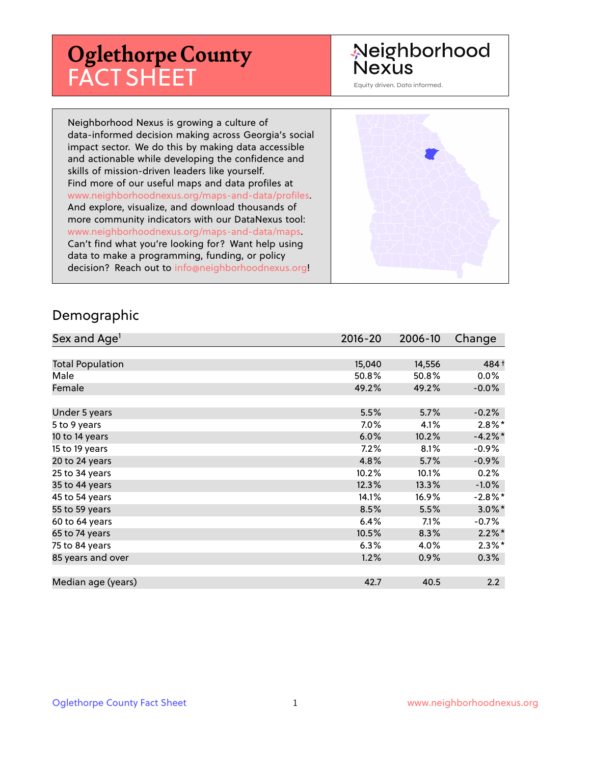# Oglethorpe County FACT SHEET

Neighborhood Nexus

Equity driven. Data informed.

Neighborhood Nexus is growing a culture of data-informed decision making across Georgia's social impact sector. We do this by making data accessible and actionable while developing the confidence and skills of mission-driven leaders like yourself. Find more of our useful maps and data profiles at www.neighborhoodnexus.org/maps-and-data/profiles. And explore, visualize, and download thousands of more community indicators with our DataNexus tool: www.neighborhoodnexus.org/maps-and-data/maps. Can't find what you're looking for? Want help using data to make a programming, funding, or policy decision? Reach out to info@neighborhoodnexus.org!

## Demographic

| Sex and Age[1] | 2016-20 | 2006-10 | Change |
|---|---|---|---|
| Total Population | 15,040 | 14,556 | 484 † |
| Male | 50.8% | 50.8% | 0.0% |
| Female | 49.2% | 49.2% | -0.0% |
| | | | |
| Under 5 years | 5.5% | 5.7% | -0.2% |
| 5 to 9 years | 7.0% | 4.1% | 2.8% * |
| 10 to 14 years | 6.0% | 10.2% | -4.2% * |
| 15 to 19 years | 7.2% | 8.1% | -0.9% |
| 20 to 24 years | 4.8% | 5.7% | -0.9% |
| 25 to 34 years | 10.2% | 10.1% | 0.2% |
| 35 to 44 years | 12.3% | 13.3% | -1.0% |
| 45 to 54 years | 14.1% | 16.9% | -2.8% * |
| 55 to 59 years | 8.5% | 5.5% | 3.0% * |
| 60 to 64 years | 6.4% | 7.1% | -0.7% |
| 65 to 74 years | 10.5% | 8.3% | 2.2% * |
| 75 to 84 years | 6.3% | 4.0% | 2.3% * |
| 85 years and over | 1.2% | 0.9% | 0.3% |
| | | | |
| Median age (years) | 42.7 | 40.5 | 2.2 |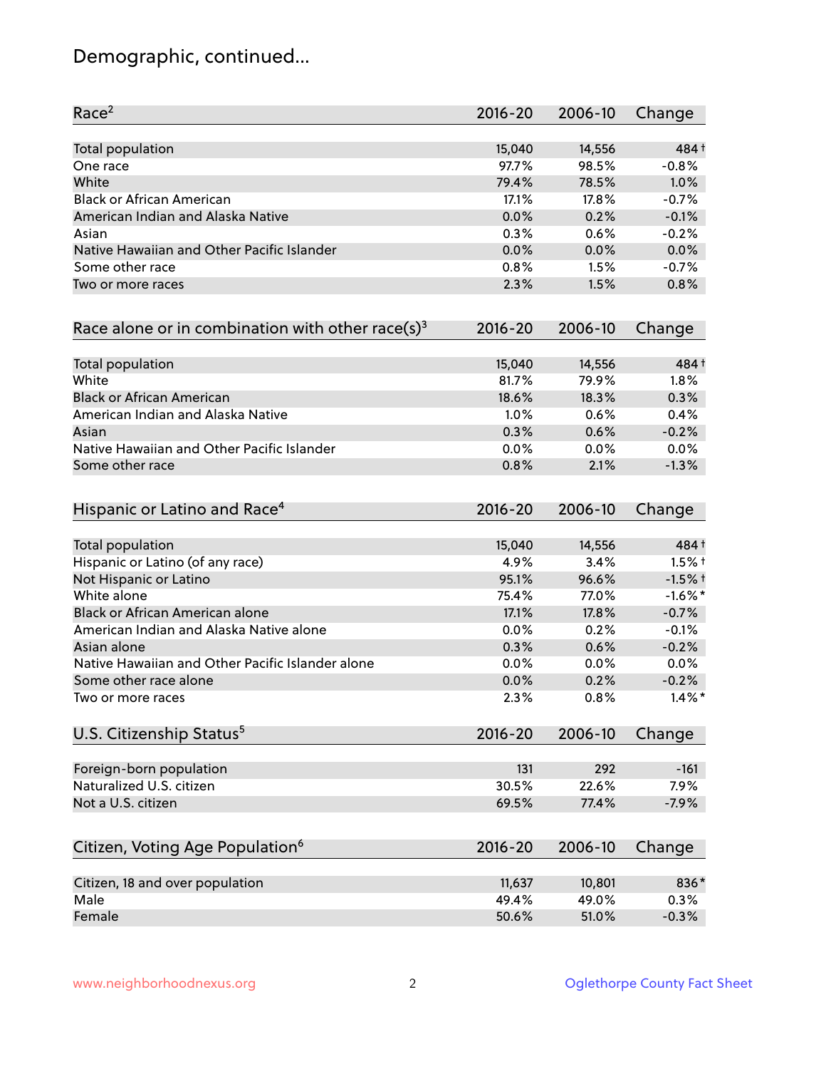# Demographic, continued...

| Race[2] | 2016-20 | 2006-10 | Change |
|---|---|---|---|
| Total population | 15,040 | 14,556 | 484† |
| One race | 97.7% | 98.5% | -0.8% |
| White | 79.4% | 78.5% | 1.0% |
| Black or African American | 17.1% | 17.8% | -0.7% |
| American Indian and Alaska Native | 0.0% | 0.2% | -0.1% |
| Asian | 0.3% | 0.6% | -0.2% |
| Native Hawaiian and Other Pacific Islander | 0.0% | 0.0% | 0.0% |
| Some other race | 0.8% | 1.5% | -0.7% |
| Two or more races | 2.3% | 1.5% | 0.8% |

| Race alone or in combination with other race(s)[3] | 2016-20 | 2006-10 | Change |
|---|---|---|---|
| Total population | 15,040 | 14,556 | 484† |
| White | 81.7% | 79.9% | 1.8% |
| Black or African American | 18.6% | 18.3% | 0.3% |
| American Indian and Alaska Native | 1.0% | 0.6% | 0.4% |
| Asian | 0.3% | 0.6% | -0.2% |
| Native Hawaiian and Other Pacific Islander | 0.0% | 0.0% | 0.0% |
| Some other race | 0.8% | 2.1% | -1.3% |

| Hispanic or Latino and Race[4] | 2016-20 | 2006-10 | Change |
|---|---|---|---|
| Total population | 15,040 | 14,556 | 484† |
| Hispanic or Latino (of any race) | 4.9% | 3.4% | 1.5%† |
| Not Hispanic or Latino | 95.1% | 96.6% | -1.5%† |
| White alone | 75.4% | 77.0% | -1.6%* |
| Black or African American alone | 17.1% | 17.8% | -0.7% |
| American Indian and Alaska Native alone | 0.0% | 0.2% | -0.1% |
| Asian alone | 0.3% | 0.6% | -0.2% |
| Native Hawaiian and Other Pacific Islander alone | 0.0% | 0.0% | 0.0% |
| Some other race alone | 0.0% | 0.2% | -0.2% |
| Two or more races | 2.3% | 0.8% | 1.4%* |

| U.S. Citizenship Status[5] | 2016-20 | 2006-10 | Change |
|---|---|---|---|
| Foreign-born population | 131 | 292 | -161 |
| Naturalized U.S. citizen | 30.5% | 22.6% | 7.9% |
| Not a U.S. citizen | 69.5% | 77.4% | -7.9% |

| Citizen, Voting Age Population[6] | 2016-20 | 2006-10 | Change |
|---|---|---|---|
| Citizen, 18 and over population | 11,637 | 10,801 | 836* |
| Male | 49.4% | 49.0% | 0.3% |
| Female | 50.6% | 51.0% | -0.3% |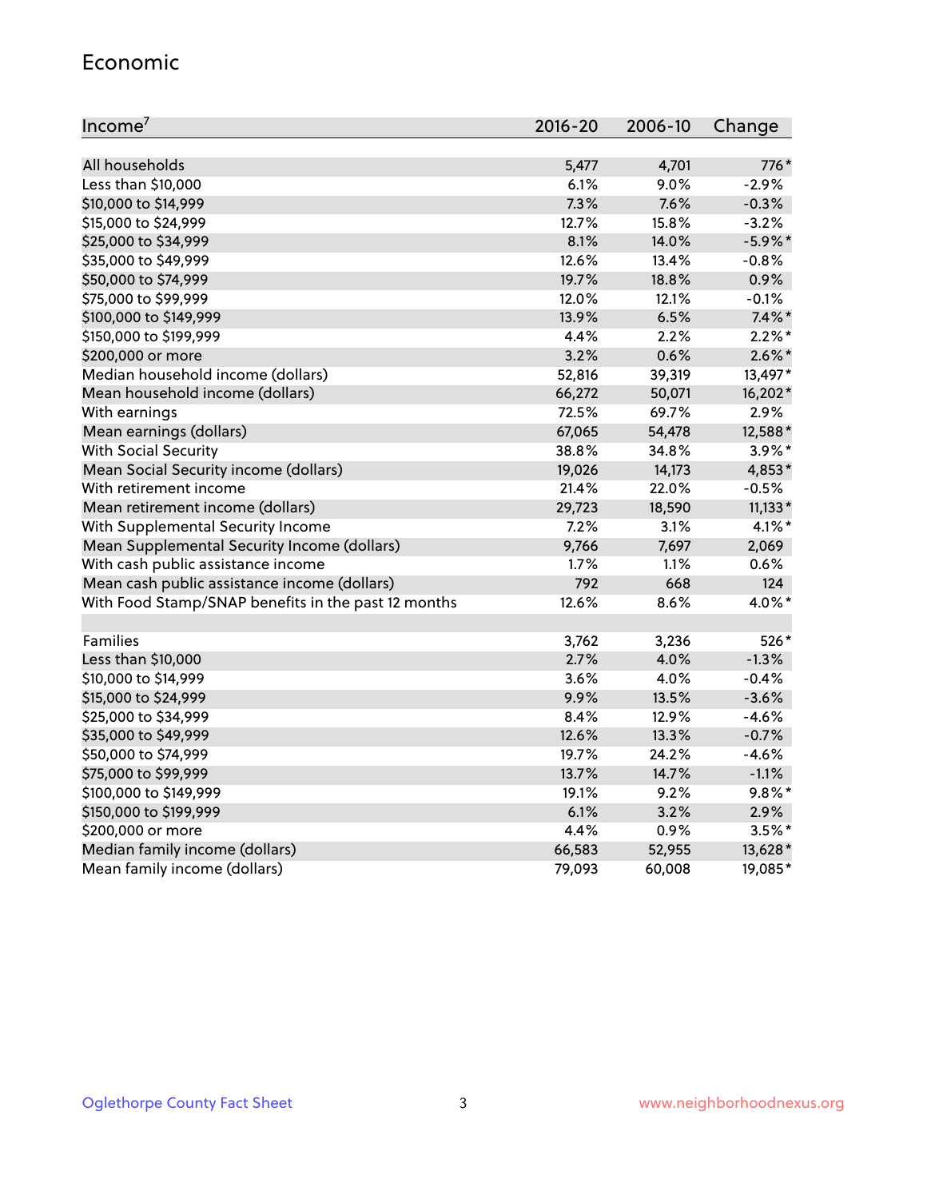## Economic

| Income[7] | 2016-20 | 2006-10 | Change |
|---|---|---|---|
| All households | 5,477 | 4,701 | 776* |
| Less than $10,000 | 6.1% | 9.0% | -2.9% |
| $10,000 to $14,999 | 7.3% | 7.6% | -0.3% |
| $15,000 to $24,999 | 12.7% | 15.8% | -3.2% |
| $25,000 to $34,999 | 8.1% | 14.0% | -5.9%* |
| $35,000 to $49,999 | 12.6% | 13.4% | -0.8% |
| $50,000 to $74,999 | 19.7% | 18.8% | 0.9% |
| $75,000 to $99,999 | 12.0% | 12.1% | -0.1% |
| $100,000 to $149,999 | 13.9% | 6.5% | 7.4%* |
| $150,000 to $199,999 | 4.4% | 2.2% | 2.2%* |
| $200,000 or more | 3.2% | 0.6% | 2.6%* |
| Median household income (dollars) | 52,816 | 39,319 | 13,497* |
| Mean household income (dollars) | 66,272 | 50,071 | 16,202* |
| With earnings | 72.5% | 69.7% | 2.9% |
| Mean earnings (dollars) | 67,065 | 54,478 | 12,588* |
| With Social Security | 38.8% | 34.8% | 3.9%* |
| Mean Social Security income (dollars) | 19,026 | 14,173 | 4,853* |
| With retirement income | 21.4% | 22.0% | -0.5% |
| Mean retirement income (dollars) | 29,723 | 18,590 | 11,133* |
| With Supplemental Security Income | 7.2% | 3.1% | 4.1%* |
| Mean Supplemental Security Income (dollars) | 9,766 | 7,697 | 2,069 |
| With cash public assistance income | 1.7% | 1.1% | 0.6% |
| Mean cash public assistance income (dollars) | 792 | 668 | 124 |
| With Food Stamp/SNAP benefits in the past 12 months | 12.6% | 8.6% | 4.0%* |
| | | | |
| Families | 3,762 | 3,236 | 526* |
| Less than $10,000 | 2.7% | 4.0% | -1.3% |
| $10,000 to $14,999 | 3.6% | 4.0% | -0.4% |
| $15,000 to $24,999 | 9.9% | 13.5% | -3.6% |
| $25,000 to $34,999 | 8.4% | 12.9% | -4.6% |
| $35,000 to $49,999 | 12.6% | 13.3% | -0.7% |
| $50,000 to $74,999 | 19.7% | 24.2% | -4.6% |
| $75,000 to $99,999 | 13.7% | 14.7% | -1.1% |
| $100,000 to $149,999 | 19.1% | 9.2% | 9.8%* |
| $150,000 to $199,999 | 6.1% | 3.2% | 2.9% |
| $200,000 or more | 4.4% | 0.9% | 3.5%* |
| Median family income (dollars) | 66,583 | 52,955 | 13,628* |
| Mean family income (dollars) | 79,093 | 60,008 | 19,085* |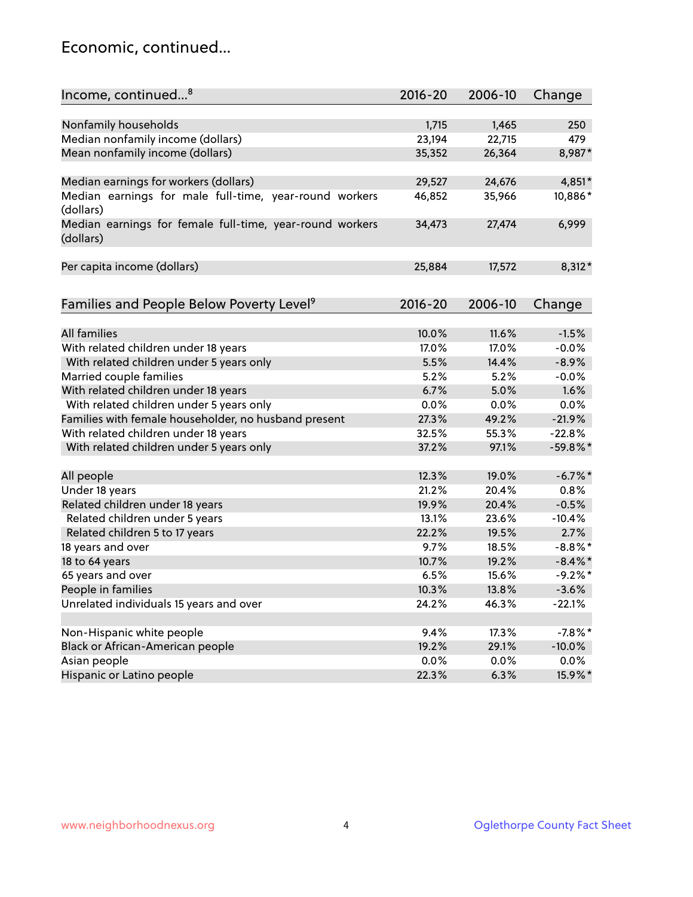## Economic, continued...

| Income, continued...[8] | 2016-20 | 2006-10 | Change |
|---|---|---|---|
| Nonfamily households | 1,715 | 1,465 | 250 |
| Median nonfamily income (dollars) | 23,194 | 22,715 | 479 |
| Mean nonfamily income (dollars) | 35,352 | 26,364 | 8,987* |
| Median earnings for workers (dollars) | 29,527 | 24,676 | 4,851* |
| Median earnings for male full-time, year-round workers (dollars) | 46,852 | 35,966 | 10,886* |
| Median earnings for female full-time, year-round workers (dollars) | 34,473 | 27,474 | 6,999 |
| Per capita income (dollars) | 25,884 | 17,572 | 8,312* |

| Families and People Below Poverty Level[9] | 2016-20 | 2006-10 | Change |
|---|---|---|---|
| All families | 10.0% | 11.6% | -1.5% |
| With related children under 18 years | 17.0% | 17.0% | -0.0% |
| With related children under 5 years only | 5.5% | 14.4% | -8.9% |
| Married couple families | 5.2% | 5.2% | -0.0% |
| With related children under 18 years | 6.7% | 5.0% | 1.6% |
| With related children under 5 years only | 0.0% | 0.0% | 0.0% |
| Families with female householder, no husband present | 27.3% | 49.2% | -21.9% |
| With related children under 18 years | 32.5% | 55.3% | -22.8% |
| With related children under 5 years only | 37.2% | 97.1% | -59.8%* |
| All people | 12.3% | 19.0% | -6.7%* |
| Under 18 years | 21.2% | 20.4% | 0.8% |
| Related children under 18 years | 19.9% | 20.4% | -0.5% |
| Related children under 5 years | 13.1% | 23.6% | -10.4% |
| Related children 5 to 17 years | 22.2% | 19.5% | 2.7% |
| 18 years and over | 9.7% | 18.5% | -8.8%* |
| 18 to 64 years | 10.7% | 19.2% | -8.4%* |
| 65 years and over | 6.5% | 15.6% | -9.2%* |
| People in families | 10.3% | 13.8% | -3.6% |
| Unrelated individuals 15 years and over | 24.2% | 46.3% | -22.1% |
| Non-Hispanic white people | 9.4% | 17.3% | -7.8%* |
| Black or African-American people | 19.2% | 29.1% | -10.0% |
| Asian people | 0.0% | 0.0% | 0.0% |
| Hispanic or Latino people | 22.3% | 6.3% | 15.9%* |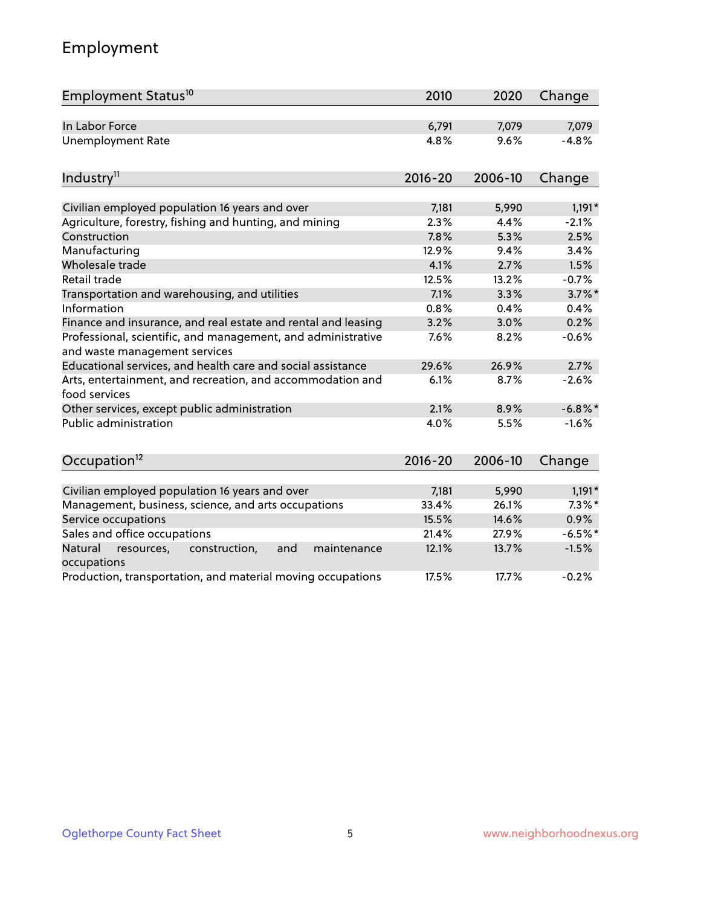## Employment

| Employment Status[10] | 2010 | 2020 | Change |
|---|---|---|---|
| In Labor Force | 6,791 | 7,079 | 7,079 |
| Unemployment Rate | 4.8% | 9.6% | -4.8% |

| Industry[11] | 2016-20 | 2006-10 | Change |
|---|---|---|---|
| Civilian employed population 16 years and over | 7,181 | 5,990 | 1,191* |
| Agriculture, forestry, fishing and hunting, and mining | 2.3% | 4.4% | -2.1% |
| Construction | 7.8% | 5.3% | 2.5% |
| Manufacturing | 12.9% | 9.4% | 3.4% |
| Wholesale trade | 4.1% | 2.7% | 1.5% |
| Retail trade | 12.5% | 13.2% | -0.7% |
| Transportation and warehousing, and utilities | 7.1% | 3.3% | 3.7%* |
| Information | 0.8% | 0.4% | 0.4% |
| Finance and insurance, and real estate and rental and leasing | 3.2% | 3.0% | 0.2% |
| Professional, scientific, and management, and administrative and waste management services | 7.6% | 8.2% | -0.6% |
| Educational services, and health care and social assistance | 29.6% | 26.9% | 2.7% |
| Arts, entertainment, and recreation, and accommodation and food services | 6.1% | 8.7% | -2.6% |
| Other services, except public administration | 2.1% | 8.9% | -6.8%* |
| Public administration | 4.0% | 5.5% | -1.6% |

| Occupation[12] | 2016-20 | 2006-10 | Change |
|---|---|---|---|
| Civilian employed population 16 years and over | 7,181 | 5,990 | 1,191* |
| Management, business, science, and arts occupations | 33.4% | 26.1% | 7.3%* |
| Service occupations | 15.5% | 14.6% | 0.9% |
| Sales and office occupations | 21.4% | 27.9% | -6.5%* |
| Natural resources, construction, and maintenance occupations | 12.1% | 13.7% | -1.5% |
| Production, transportation, and material moving occupations | 17.5% | 17.7% | -0.2% |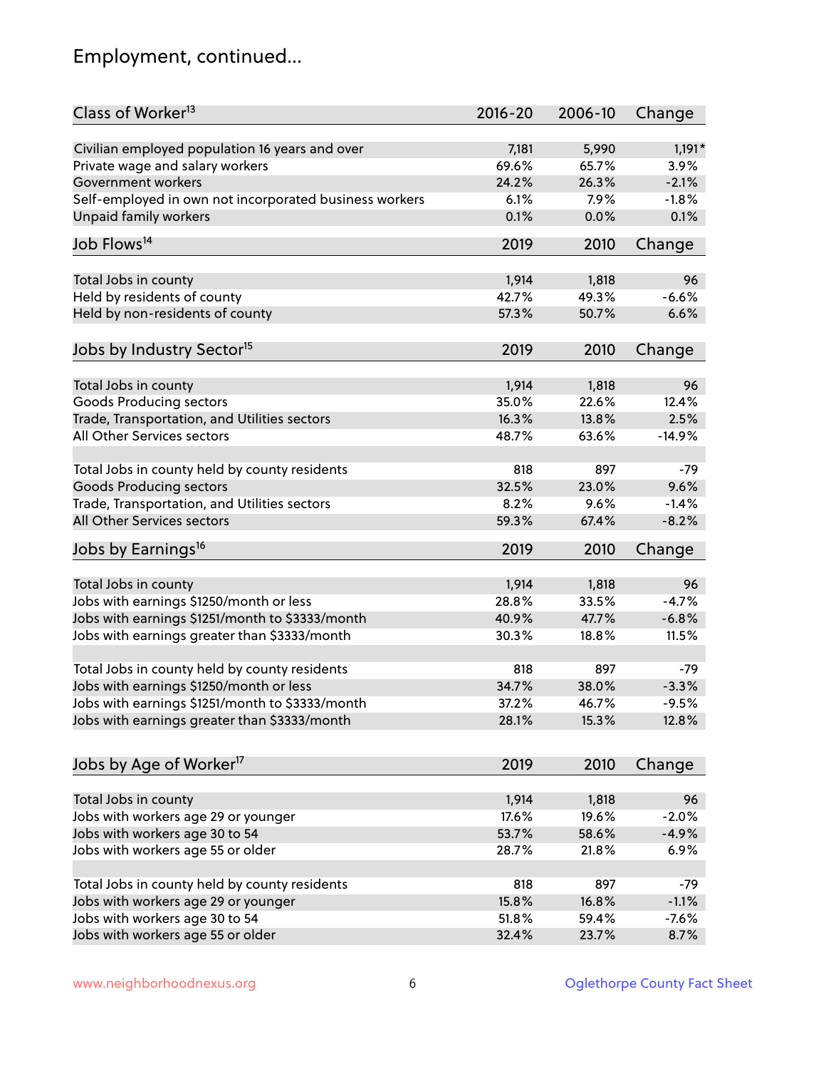## Employment, continued...

| Class of Worker[13] | 2016-20 | 2006-10 | Change |
|---|---|---|---|
| Civilian employed population 16 years and over | 7,181 | 5,990 | 1,191* |
| Private wage and salary workers | 69.6% | 65.7% | 3.9% |
| Government workers | 24.2% | 26.3% | -2.1% |
| Self-employed in own not incorporated business workers | 6.1% | 7.9% | -1.8% |
| Unpaid family workers | 0.1% | 0.0% | 0.1% |

| Job Flows[14] | 2019 | 2010 | Change |
|---|---|---|---|
| Total Jobs in county | 1,914 | 1,818 | 96 |
| Held by residents of county | 42.7% | 49.3% | -6.6% |
| Held by non-residents of county | 57.3% | 50.7% | 6.6% |

| Jobs by Industry Sector[15] | 2019 | 2010 | Change |
|---|---|---|---|
| Total Jobs in county | 1,914 | 1,818 | 96 |
| Goods Producing sectors | 35.0% | 22.6% | 12.4% |
| Trade, Transportation, and Utilities sectors | 16.3% | 13.8% | 2.5% |
| All Other Services sectors | 48.7% | 63.6% | -14.9% |
| | | | |
| Total Jobs in county held by county residents | 818 | 897 | -79 |
| Goods Producing sectors | 32.5% | 23.0% | 9.6% |
| Trade, Transportation, and Utilities sectors | 8.2% | 9.6% | -1.4% |
| All Other Services sectors | 59.3% | 67.4% | -8.2% |

| Jobs by Earnings[16] | 2019 | 2010 | Change |
|---|---|---|---|
| Total Jobs in county | 1,914 | 1,818 | 96 |
| Jobs with earnings $1250/month or less | 28.8% | 33.5% | -4.7% |
| Jobs with earnings $1251/month to $3333/month | 40.9% | 47.7% | -6.8% |
| Jobs with earnings greater than $3333/month | 30.3% | 18.8% | 11.5% |
| | | | |
| Total Jobs in county held by county residents | 818 | 897 | -79 |
| Jobs with earnings $1250/month or less | 34.7% | 38.0% | -3.3% |
| Jobs with earnings $1251/month to $3333/month | 37.2% | 46.7% | -9.5% |
| Jobs with earnings greater than $3333/month | 28.1% | 15.3% | 12.8% |

| Jobs by Age of Worker[17] | 2019 | 2010 | Change |
|---|---|---|---|
| Total Jobs in county | 1,914 | 1,818 | 96 |
| Jobs with workers age 29 or younger | 17.6% | 19.6% | -2.0% |
| Jobs with workers age 30 to 54 | 53.7% | 58.6% | -4.9% |
| Jobs with workers age 55 or older | 28.7% | 21.8% | 6.9% |
| | | | |
| Total Jobs in county held by county residents | 818 | 897 | -79 |
| Jobs with workers age 29 or younger | 15.8% | 16.8% | -1.1% |
| Jobs with workers age 30 to 54 | 51.8% | 59.4% | -7.6% |
| Jobs with workers age 55 or older | 32.4% | 23.7% | 8.7% |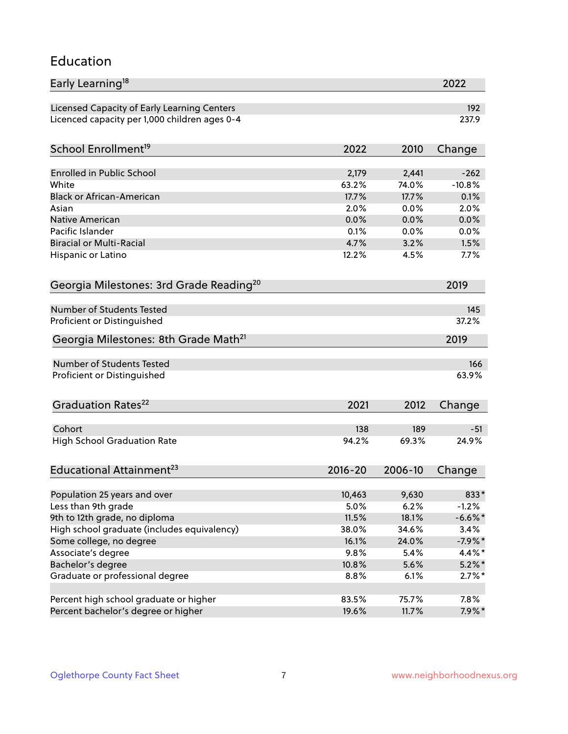## Education

| Early Learning[18] | 2022 |
|---|---|
| Licensed Capacity of Early Learning Centers | 192 |
| Licenced capacity per 1,000 children ages 0-4 | 237.9 |

| School Enrollment[19] | 2022 | 2010 | Change |
|---|---|---|---|
| Enrolled in Public School | 2,179 | 2,441 | -262 |
| White | 63.2% | 74.0% | -10.8% |
| Black or African-American | 17.7% | 17.7% | 0.1% |
| Asian | 2.0% | 0.0% | 2.0% |
| Native American | 0.0% | 0.0% | 0.0% |
| Pacific Islander | 0.1% | 0.0% | 0.0% |
| Biracial or Multi-Racial | 4.7% | 3.2% | 1.5% |
| Hispanic or Latino | 12.2% | 4.5% | 7.7% |

| Georgia Milestones: 3rd Grade Reading[20] | 2019 |
|---|---|
| Number of Students Tested | 145 |
| Proficient or Distinguished | 37.2% |

| Georgia Milestones: 8th Grade Math[21] | 2019 |
|---|---|
| Number of Students Tested | 166 |
| Proficient or Distinguished | 63.9% |

| Graduation Rates[22] | 2021 | 2012 | Change |
|---|---|---|---|
| Cohort | 138 | 189 | -51 |
| High School Graduation Rate | 94.2% | 69.3% | 24.9% |

| Educational Attainment[23] | 2016-20 | 2006-10 | Change |
|---|---|---|---|
| Population 25 years and over | 10,463 | 9,630 | 833* |
| Less than 9th grade | 5.0% | 6.2% | -1.2% |
| 9th to 12th grade, no diploma | 11.5% | 18.1% | -6.6%* |
| High school graduate (includes equivalency) | 38.0% | 34.6% | 3.4% |
| Some college, no degree | 16.1% | 24.0% | -7.9%* |
| Associate's degree | 9.8% | 5.4% | 4.4%* |
| Bachelor's degree | 10.8% | 5.6% | 5.2%* |
| Graduate or professional degree | 8.8% | 6.1% | 2.7%* |
| | | | |
| Percent high school graduate or higher | 83.5% | 75.7% | 7.8% |
| Percent bachelor's degree or higher | 19.6% | 11.7% | 7.9%* |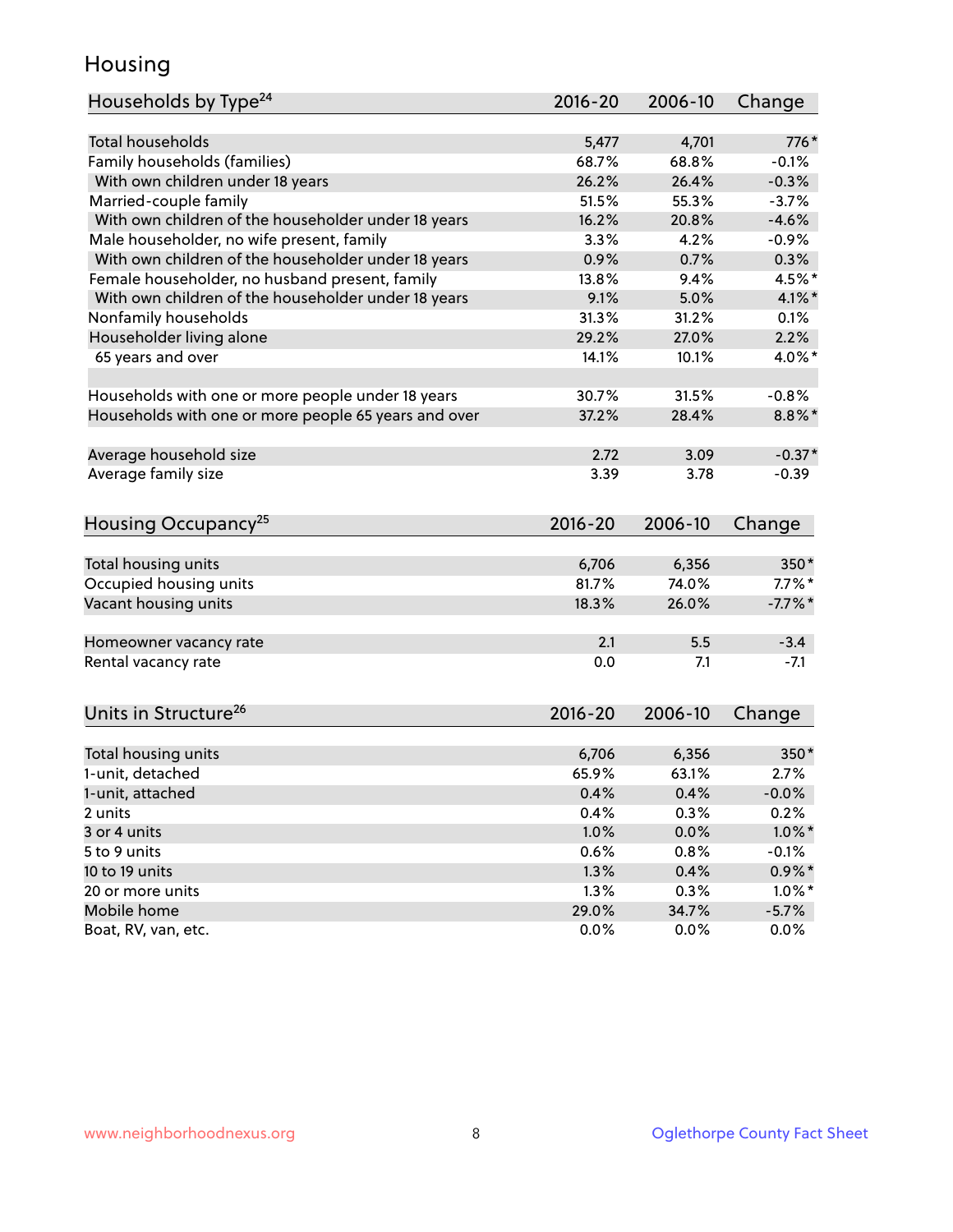## Housing

| Households by Type[24] | 2016-20 | 2006-10 | Change |
|---|---|---|---|
| Total households | 5,477 | 4,701 | 776* |
| Family households (families) | 68.7% | 68.8% | -0.1% |
| With own children under 18 years | 26.2% | 26.4% | -0.3% |
| Married-couple family | 51.5% | 55.3% | -3.7% |
| With own children of the householder under 18 years | 16.2% | 20.8% | -4.6% |
| Male householder, no wife present, family | 3.3% | 4.2% | -0.9% |
| With own children of the householder under 18 years | 0.9% | 0.7% | 0.3% |
| Female householder, no husband present, family | 13.8% | 9.4% | 4.5%* |
| With own children of the householder under 18 years | 9.1% | 5.0% | 4.1%* |
| Nonfamily households | 31.3% | 31.2% | 0.1% |
| Householder living alone | 29.2% | 27.0% | 2.2% |
| 65 years and over | 14.1% | 10.1% | 4.0%* |
| | | | |
| Households with one or more people under 18 years | 30.7% | 31.5% | -0.8% |
| Households with one or more people 65 years and over | 37.2% | 28.4% | 8.8%* |
| | | | |
| Average household size | 2.72 | 3.09 | -0.37* |
| Average family size | 3.39 | 3.78 | -0.39 |

| Housing Occupancy[25] | 2016-20 | 2006-10 | Change |
|---|---|---|---|
| Total housing units | 6,706 | 6,356 | 350* |
| Occupied housing units | 81.7% | 74.0% | 7.7%* |
| Vacant housing units | 18.3% | 26.0% | -7.7%* |
| | | | |
| Homeowner vacancy rate | 2.1 | 5.5 | -3.4 |
| Rental vacancy rate | 0.0 | 7.1 | -7.1 |

| Units in Structure[26] | 2016-20 | 2006-10 | Change |
|---|---|---|---|
| Total housing units | 6,706 | 6,356 | 350* |
| 1-unit, detached | 65.9% | 63.1% | 2.7% |
| 1-unit, attached | 0.4% | 0.4% | -0.0% |
| 2 units | 0.4% | 0.3% | 0.2% |
| 3 or 4 units | 1.0% | 0.0% | 1.0%* |
| 5 to 9 units | 0.6% | 0.8% | -0.1% |
| 10 to 19 units | 1.3% | 0.4% | 0.9%* |
| 20 or more units | 1.3% | 0.3% | 1.0%* |
| Mobile home | 29.0% | 34.7% | -5.7% |
| Boat, RV, van, etc. | 0.0% | 0.0% | 0.0% |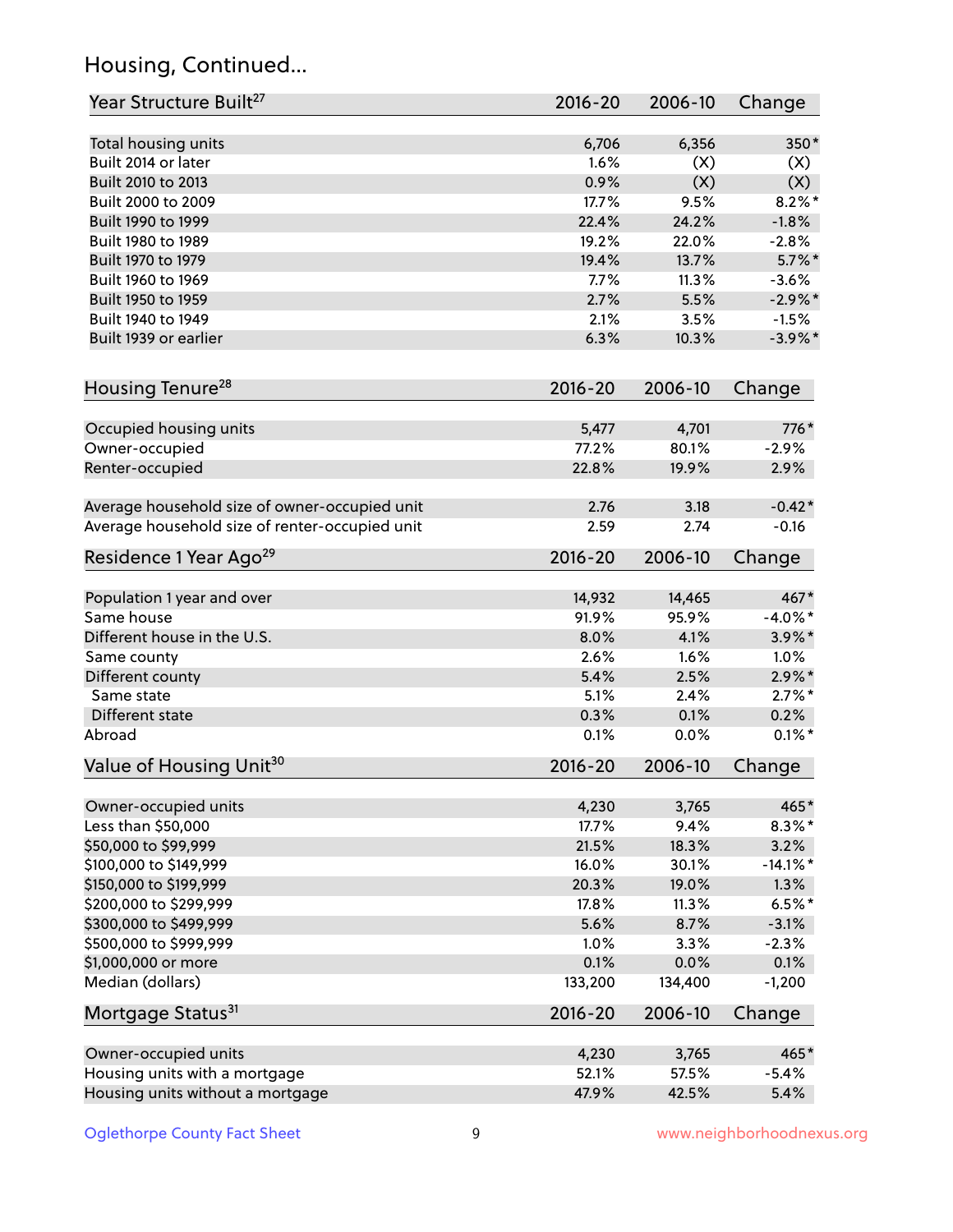## Housing, Continued...

| Year Structure Built[27] | 2016-20 | 2006-10 | Change |
|---|---|---|---|
| Total housing units | 6,706 | 6,356 | 350* |
| Built 2014 or later | 1.6% | (X) | (X) |
| Built 2010 to 2013 | 0.9% | (X) | (X) |
| Built 2000 to 2009 | 17.7% | 9.5% | 8.2%* |
| Built 1990 to 1999 | 22.4% | 24.2% | -1.8% |
| Built 1980 to 1989 | 19.2% | 22.0% | -2.8% |
| Built 1970 to 1979 | 19.4% | 13.7% | 5.7%* |
| Built 1960 to 1969 | 7.7% | 11.3% | -3.6% |
| Built 1950 to 1959 | 2.7% | 5.5% | -2.9%* |
| Built 1940 to 1949 | 2.1% | 3.5% | -1.5% |
| Built 1939 or earlier | 6.3% | 10.3% | -3.9%* |

| Housing Tenure[28] | 2016-20 | 2006-10 | Change |
|---|---|---|---|
| Occupied housing units | 5,477 | 4,701 | 776* |
| Owner-occupied | 77.2% | 80.1% | -2.9% |
| Renter-occupied | 22.8% | 19.9% | 2.9% |
| Average household size of owner-occupied unit | 2.76 | 3.18 | -0.42* |
| Average household size of renter-occupied unit | 2.59 | 2.74 | -0.16 |

| Residence 1 Year Ago[29] | 2016-20 | 2006-10 | Change |
|---|---|---|---|
| Population 1 year and over | 14,932 | 14,465 | 467* |
| Same house | 91.9% | 95.9% | -4.0%* |
| Different house in the U.S. | 8.0% | 4.1% | 3.9%* |
| Same county | 2.6% | 1.6% | 1.0% |
| Different county | 5.4% | 2.5% | 2.9%* |
| Same state | 5.1% | 2.4% | 2.7%* |
| Different state | 0.3% | 0.1% | 0.2% |
| Abroad | 0.1% | 0.0% | 0.1%* |

| Value of Housing Unit[30] | 2016-20 | 2006-10 | Change |
|---|---|---|---|
| Owner-occupied units | 4,230 | 3,765 | 465* |
| Less than $50,000 | 17.7% | 9.4% | 8.3%* |
| $50,000 to $99,999 | 21.5% | 18.3% | 3.2% |
| $100,000 to $149,999 | 16.0% | 30.1% | -14.1%* |
| $150,000 to $199,999 | 20.3% | 19.0% | 1.3% |
| $200,000 to $299,999 | 17.8% | 11.3% | 6.5%* |
| $300,000 to $499,999 | 5.6% | 8.7% | -3.1% |
| $500,000 to $999,999 | 1.0% | 3.3% | -2.3% |
| $1,000,000 or more | 0.1% | 0.0% | 0.1% |
| Median (dollars) | 133,200 | 134,400 | -1,200 |

| Mortgage Status[31] | 2016-20 | 2006-10 | Change |
|---|---|---|---|
| Owner-occupied units | 4,230 | 3,765 | 465* |
| Housing units with a mortgage | 52.1% | 57.5% | -5.4% |
| Housing units without a mortgage | 47.9% | 42.5% | 5.4% |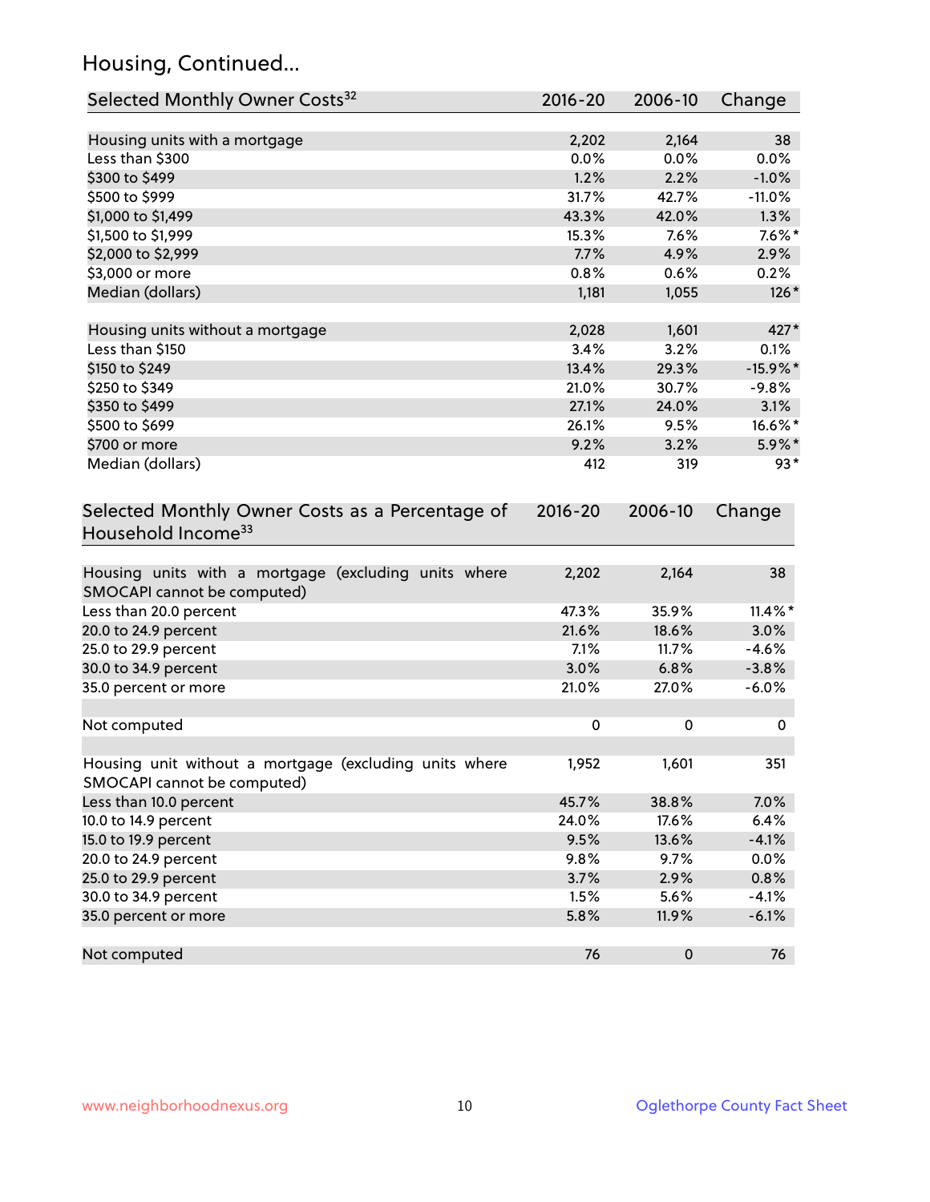## Housing, Continued...

| Selected Monthly Owner Costs[32] | 2016-20 | 2006-10 | Change |
|---|---|---|---|
| Housing units with a mortgage | 2,202 | 2,164 | 38 |
| Less than $300 | 0.0% | 0.0% | 0.0% |
| $300 to $499 | 1.2% | 2.2% | -1.0% |
| $500 to $999 | 31.7% | 42.7% | -11.0% |
| $1,000 to $1,499 | 43.3% | 42.0% | 1.3% |
| $1,500 to $1,999 | 15.3% | 7.6% | 7.6%* |
| $2,000 to $2,999 | 7.7% | 4.9% | 2.9% |
| $3,000 or more | 0.8% | 0.6% | 0.2% |
| Median (dollars) | 1,181 | 1,055 | 126* |
| | | | |
| Housing units without a mortgage | 2,028 | 1,601 | 427* |
| Less than $150 | 3.4% | 3.2% | 0.1% |
| $150 to $249 | 13.4% | 29.3% | -15.9%* |
| $250 to $349 | 21.0% | 30.7% | -9.8% |
| $350 to $499 | 27.1% | 24.0% | 3.1% |
| $500 to $699 | 26.1% | 9.5% | 16.6%* |
| $700 or more | 9.2% | 3.2% | 5.9%* |
| Median (dollars) | 412 | 319 | 93* |

| Selected Monthly Owner Costs as a Percentage of Household Income[33] | 2016-20 | 2006-10 | Change |
|---|---|---|---|
| Housing units with a mortgage (excluding units where SMOCAPI cannot be computed) | 2,202 | 2,164 | 38 |
| Less than 20.0 percent | 47.3% | 35.9% | 11.4%* |
| 20.0 to 24.9 percent | 21.6% | 18.6% | 3.0% |
| 25.0 to 29.9 percent | 7.1% | 11.7% | -4.6% |
| 30.0 to 34.9 percent | 3.0% | 6.8% | -3.8% |
| 35.0 percent or more | 21.0% | 27.0% | -6.0% |
| | | | |
| Not computed | 0 | 0 | 0 |
| | | | |
| Housing unit without a mortgage (excluding units where SMOCAPI cannot be computed) | 1,952 | 1,601 | 351 |
| Less than 10.0 percent | 45.7% | 38.8% | 7.0% |
| 10.0 to 14.9 percent | 24.0% | 17.6% | 6.4% |
| 15.0 to 19.9 percent | 9.5% | 13.6% | -4.1% |
| 20.0 to 24.9 percent | 9.8% | 9.7% | 0.0% |
| 25.0 to 29.9 percent | 3.7% | 2.9% | 0.8% |
| 30.0 to 34.9 percent | 1.5% | 5.6% | -4.1% |
| 35.0 percent or more | 5.8% | 11.9% | -6.1% |
| | | | |
| Not computed | 76 | 0 | 76 |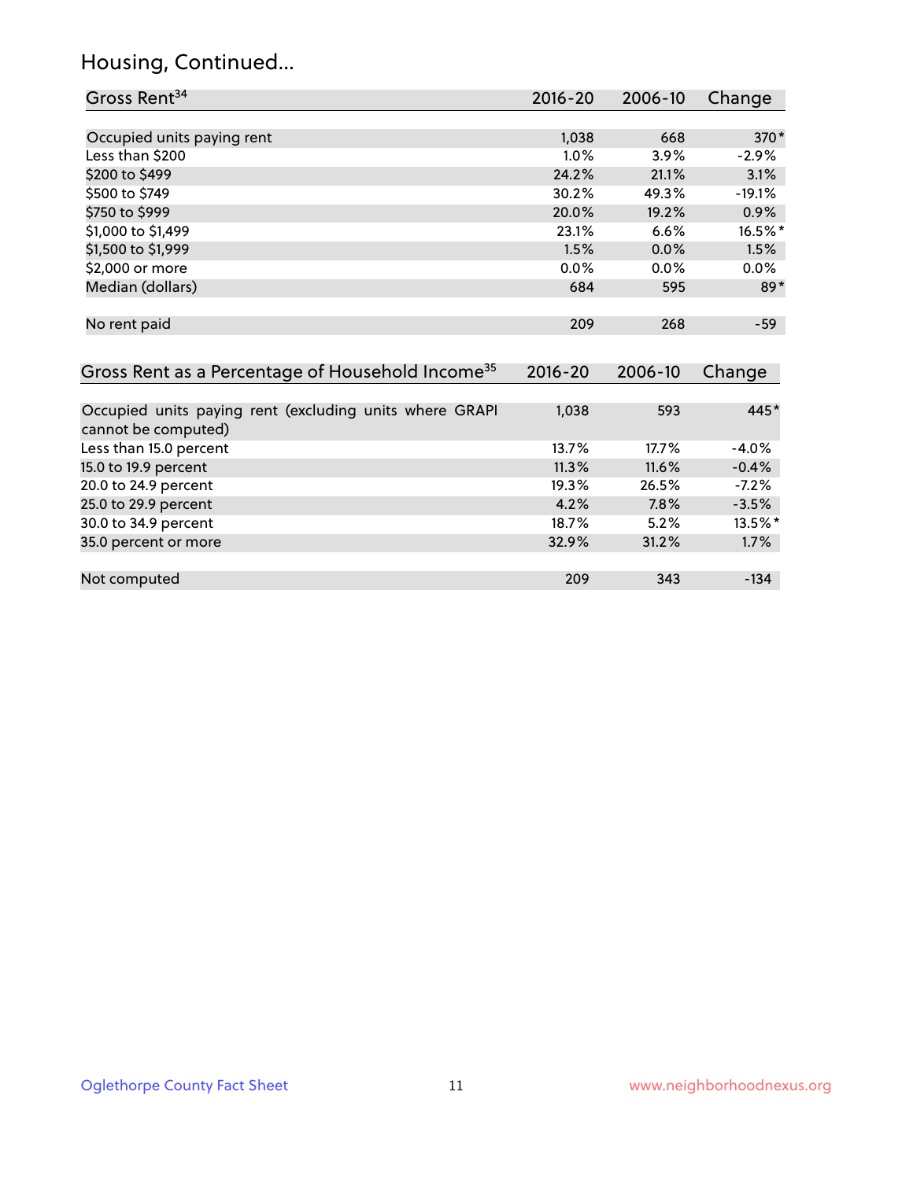## Housing, Continued...

| Gross Rent[34] | 2016-20 | 2006-10 | Change |
|---|---|---|---|
| Occupied units paying rent | 1,038 | 668 | 370* |
| Less than $200 | 1.0% | 3.9% | -2.9% |
| $200 to $499 | 24.2% | 21.1% | 3.1% |
| $500 to $749 | 30.2% | 49.3% | -19.1% |
| $750 to $999 | 20.0% | 19.2% | 0.9% |
| $1,000 to $1,499 | 23.1% | 6.6% | 16.5%* |
| $1,500 to $1,999 | 1.5% | 0.0% | 1.5% |
| $2,000 or more | 0.0% | 0.0% | 0.0% |
| Median (dollars) | 684 | 595 | 89* |
| No rent paid | 209 | 268 | -59 |

| Gross Rent as a Percentage of Household Income[35] | 2016-20 | 2006-10 | Change |
|---|---|---|---|
| Occupied units paying rent (excluding units where GRAPI cannot be computed) | 1,038 | 593 | 445* |
| Less than 15.0 percent | 13.7% | 17.7% | -4.0% |
| 15.0 to 19.9 percent | 11.3% | 11.6% | -0.4% |
| 20.0 to 24.9 percent | 19.3% | 26.5% | -7.2% |
| 25.0 to 29.9 percent | 4.2% | 7.8% | -3.5% |
| 30.0 to 34.9 percent | 18.7% | 5.2% | 13.5%* |
| 35.0 percent or more | 32.9% | 31.2% | 1.7% |
| Not computed | 209 | 343 | -134 |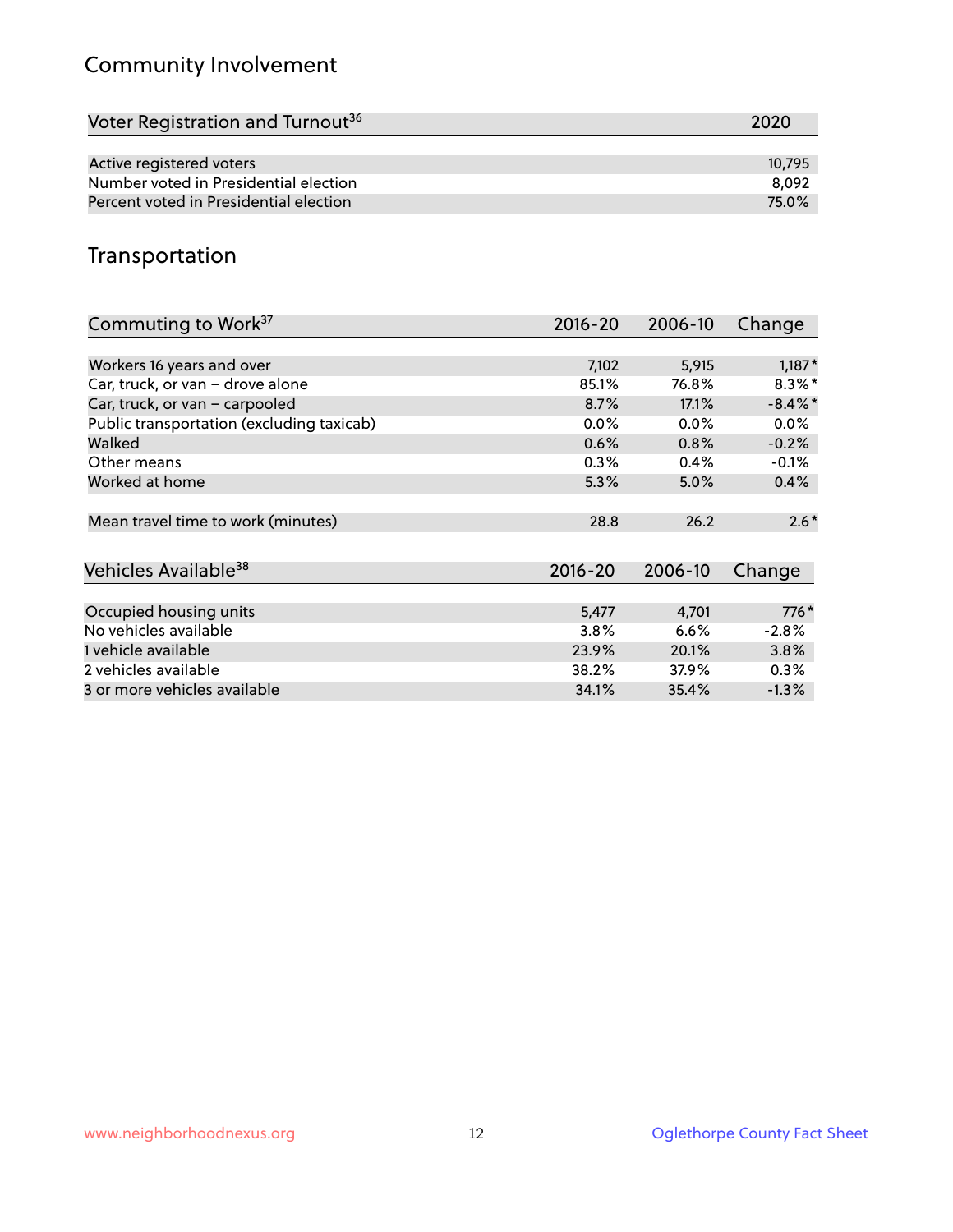## Community Involvement

| Voter Registration and Turnout[36] | 2020 |
|---|---|
| Active registered voters | 10,795 |
| Number voted in Presidential election | 8,092 |
| Percent voted in Presidential election | 75.0% |

## Transportation

| Commuting to Work[37] | 2016-20 | 2006-10 | Change |
|---|---|---|---|
| Workers 16 years and over | 7,102 | 5,915 | 1,187* |
| Car, truck, or van – drove alone | 85.1% | 76.8% | 8.3%* |
| Car, truck, or van – carpooled | 8.7% | 17.1% | -8.4%* |
| Public transportation (excluding taxicab) | 0.0% | 0.0% | 0.0% |
| Walked | 0.6% | 0.8% | -0.2% |
| Other means | 0.3% | 0.4% | -0.1% |
| Worked at home | 5.3% | 5.0% | 0.4% |
| Mean travel time to work (minutes) | 28.8 | 26.2 | 2.6* |

| Vehicles Available[38] | 2016-20 | 2006-10 | Change |
|---|---|---|---|
| Occupied housing units | 5,477 | 4,701 | 776* |
| No vehicles available | 3.8% | 6.6% | -2.8% |
| 1 vehicle available | 23.9% | 20.1% | 3.8% |
| 2 vehicles available | 38.2% | 37.9% | 0.3% |
| 3 or more vehicles available | 34.1% | 35.4% | -1.3% |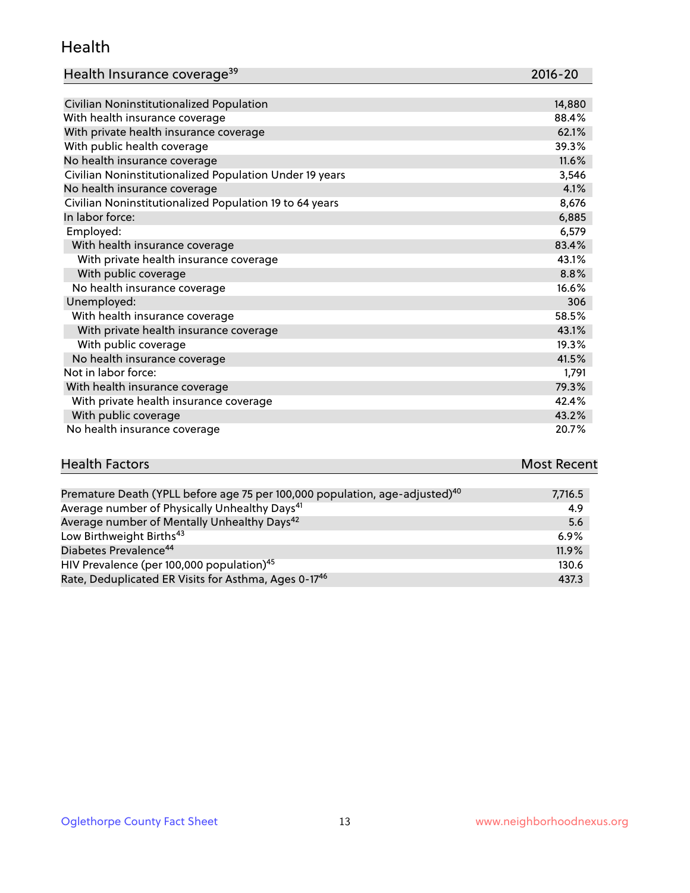## Health

| Health Insurance coverage[39] | 2016-20 |
|---|---|
| Civilian Noninstitutionalized Population | 14,880 |
| With health insurance coverage | 88.4% |
| With private health insurance coverage | 62.1% |
| With public health coverage | 39.3% |
| No health insurance coverage | 11.6% |
| Civilian Noninstitutionalized Population Under 19 years | 3,546 |
| No health insurance coverage | 4.1% |
| Civilian Noninstitutionalized Population 19 to 64 years | 8,676 |
| In labor force: | 6,885 |
| Employed: | 6,579 |
| With health insurance coverage | 83.4% |
| With private health insurance coverage | 43.1% |
| With public coverage | 8.8% |
| No health insurance coverage | 16.6% |
| Unemployed: | 306 |
| With health insurance coverage | 58.5% |
| With private health insurance coverage | 43.1% |
| With public coverage | 19.3% |
| No health insurance coverage | 41.5% |
| Not in labor force: | 1,791 |
| With health insurance coverage | 79.3% |
| With private health insurance coverage | 42.4% |
| With public coverage | 43.2% |
| No health insurance coverage | 20.7% |

| Health Factors | Most Recent |
|---|---|
| Premature Death (YPLL before age 75 per 100,000 population, age-adjusted)[40] | 7,716.5 |
| Average number of Physically Unhealthy Days[41] | 4.9 |
| Average number of Mentally Unhealthy Days[42] | 5.6 |
| Low Birthweight Births[43] | 6.9% |
| Diabetes Prevalence[44] | 11.9% |
| HIV Prevalence (per 100,000 population)[45] | 130.6 |
| Rate, Deduplicated ER Visits for Asthma, Ages 0-17[46] | 437.3 |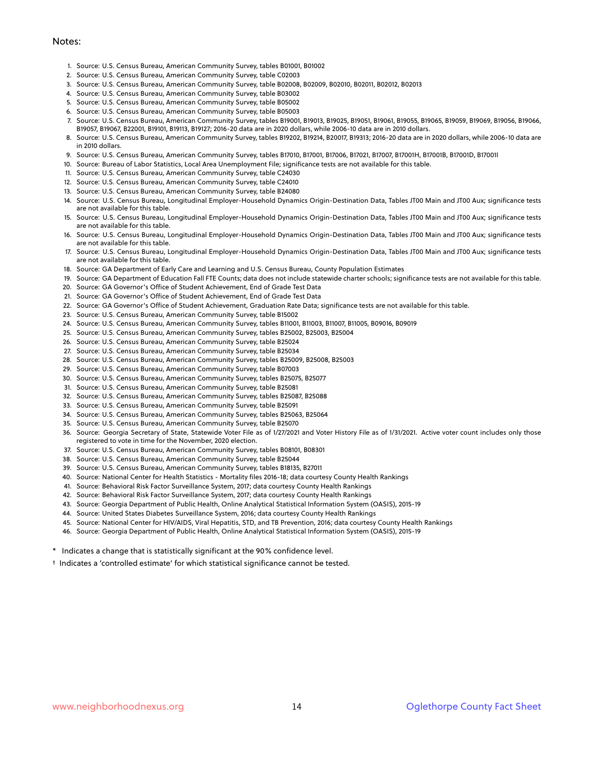Notes:

1. Source: U.S. Census Bureau, American Community Survey, tables B01001, B01002
2. Source: U.S. Census Bureau, American Community Survey, table C02003
3. Source: U.S. Census Bureau, American Community Survey, table B02008, B02009, B02010, B02011, B02012, B02013
4. Source: U.S. Census Bureau, American Community Survey, table B03002
5. Source: U.S. Census Bureau, American Community Survey, table B05002
6. Source: U.S. Census Bureau, American Community Survey, table B05003
7. Source: U.S. Census Bureau, American Community Survey, tables B19001, B19013, B19025, B19051, B19061, B19055, B19065, B19059, B19069, B19056, B19066, B19057, B19067, B22001, B19101, B19113, B19127; 2016-20 data are in 2020 dollars, while 2006-10 data are in 2010 dollars.
8. Source: U.S. Census Bureau, American Community Survey, tables B19202, B19214, B20017, B19313; 2016-20 data are in 2020 dollars, while 2006-10 data are in 2010 dollars.
9. Source: U.S. Census Bureau, American Community Survey, tables B17010, B17001, B17006, B17021, B17007, B17001H, B17001B, B17001D, B17001I
10. Source: Bureau of Labor Statistics, Local Area Unemployment File; significance tests are not available for this table.
11. Source: U.S. Census Bureau, American Community Survey, table C24030
12. Source: U.S. Census Bureau, American Community Survey, table C24010
13. Source: U.S. Census Bureau, American Community Survey, table B24080
14. Source: U.S. Census Bureau, Longitudinal Employer-Household Dynamics Origin-Destination Data, Tables JT00 Main and JT00 Aux; significance tests are not available for this table.
15. Source: U.S. Census Bureau, Longitudinal Employer-Household Dynamics Origin-Destination Data, Tables JT00 Main and JT00 Aux; significance tests are not available for this table.
16. Source: U.S. Census Bureau, Longitudinal Employer-Household Dynamics Origin-Destination Data, Tables JT00 Main and JT00 Aux; significance tests are not available for this table.
17. Source: U.S. Census Bureau, Longitudinal Employer-Household Dynamics Origin-Destination Data, Tables JT00 Main and JT00 Aux; significance tests are not available for this table.
18. Source: GA Department of Early Care and Learning and U.S. Census Bureau, County Population Estimates
19. Source: GA Department of Education Fall FTE Counts; data does not include statewide charter schools; significance tests are not available for this table.
20. Source: GA Governor's Office of Student Achievement, End of Grade Test Data
21. Source: GA Governor's Office of Student Achievement, End of Grade Test Data
22. Source: GA Governor's Office of Student Achievement, Graduation Rate Data; significance tests are not available for this table.
23. Source: U.S. Census Bureau, American Community Survey, table B15002
24. Source: U.S. Census Bureau, American Community Survey, tables B11001, B11003, B11007, B11005, B09016, B09019
25. Source: U.S. Census Bureau, American Community Survey, tables B25002, B25003, B25004
26. Source: U.S. Census Bureau, American Community Survey, table B25024
27. Source: U.S. Census Bureau, American Community Survey, table B25034
28. Source: U.S. Census Bureau, American Community Survey, tables B25009, B25008, B25003
29. Source: U.S. Census Bureau, American Community Survey, table B07003
30. Source: U.S. Census Bureau, American Community Survey, tables B25075, B25077
31. Source: U.S. Census Bureau, American Community Survey, table B25081
32. Source: U.S. Census Bureau, American Community Survey, tables B25087, B25088
33. Source: U.S. Census Bureau, American Community Survey, table B25091
34. Source: U.S. Census Bureau, American Community Survey, tables B25063, B25064
35. Source: U.S. Census Bureau, American Community Survey, table B25070
36. Source: Georgia Secretary of State, Statewide Voter File as of 1/27/2021 and Voter History File as of 1/31/2021. Active voter count includes only those registered to vote in time for the November, 2020 election.
37. Source: U.S. Census Bureau, American Community Survey, tables B08101, B08301
38. Source: U.S. Census Bureau, American Community Survey, table B25044
39. Source: U.S. Census Bureau, American Community Survey, tables B18135, B27011
40. Source: National Center for Health Statistics - Mortality files 2016-18; data courtesy County Health Rankings
41. Source: Behavioral Risk Factor Surveillance System, 2017; data courtesy County Health Rankings
42. Source: Behavioral Risk Factor Surveillance System, 2017; data courtesy County Health Rankings
43. Source: Georgia Department of Public Health, Online Analytical Statistical Information System (OASIS), 2015-19
44. Source: United States Diabetes Surveillance System, 2016; data courtesy County Health Rankings
45. Source: National Center for HIV/AIDS, Viral Hepatitis, STD, and TB Prevention, 2016; data courtesy County Health Rankings
46. Source: Georgia Department of Public Health, Online Analytical Statistical Information System (OASIS), 2015-19

\* Indicates a change that is statistically significant at the 90% confidence level.

† Indicates a 'controlled estimate' for which statistical significance cannot be tested.